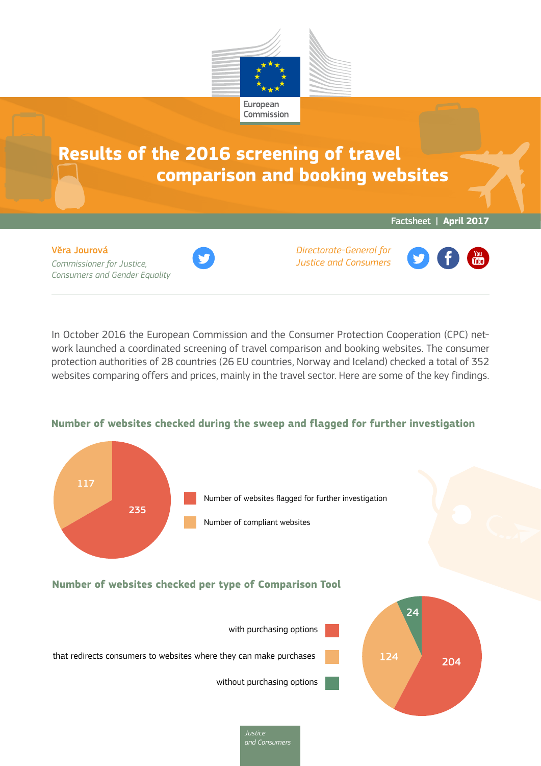European Commission

# Results of the 2016 screening of travel comparison and booking websites

Factsheet | **April 2017**

**Věra Jourová**
*Commissioner for Justice, Consumers and Gender Equality*

*Directorate-General for Justice and Consumers*

In October 2016 the European Commission and the Consumer Protection Cooperation (CPC) network launched a coordinated screening of travel comparison and booking websites. The consumer protection authorities of 28 countries (26 EU countries, Norway and Iceland) checked a total of 352 websites comparing offers and prices, mainly in the travel sector. Here are some of the key findings.

## Number of websites checked during the sweep and flagged for further investigation

| Category | Number |
| --- | --- |
| Number of websites flagged for further investigation | 235 |
| Number of compliant websites | 117 |

## Number of websites checked per type of Comparison Tool

| Type | Number |
| --- | --- |
| with purchasing options | 204 |
| that redirects consumers to websites where they can make purchases | 124 |
| without purchasing options | 24 |

*Justice and Consumers*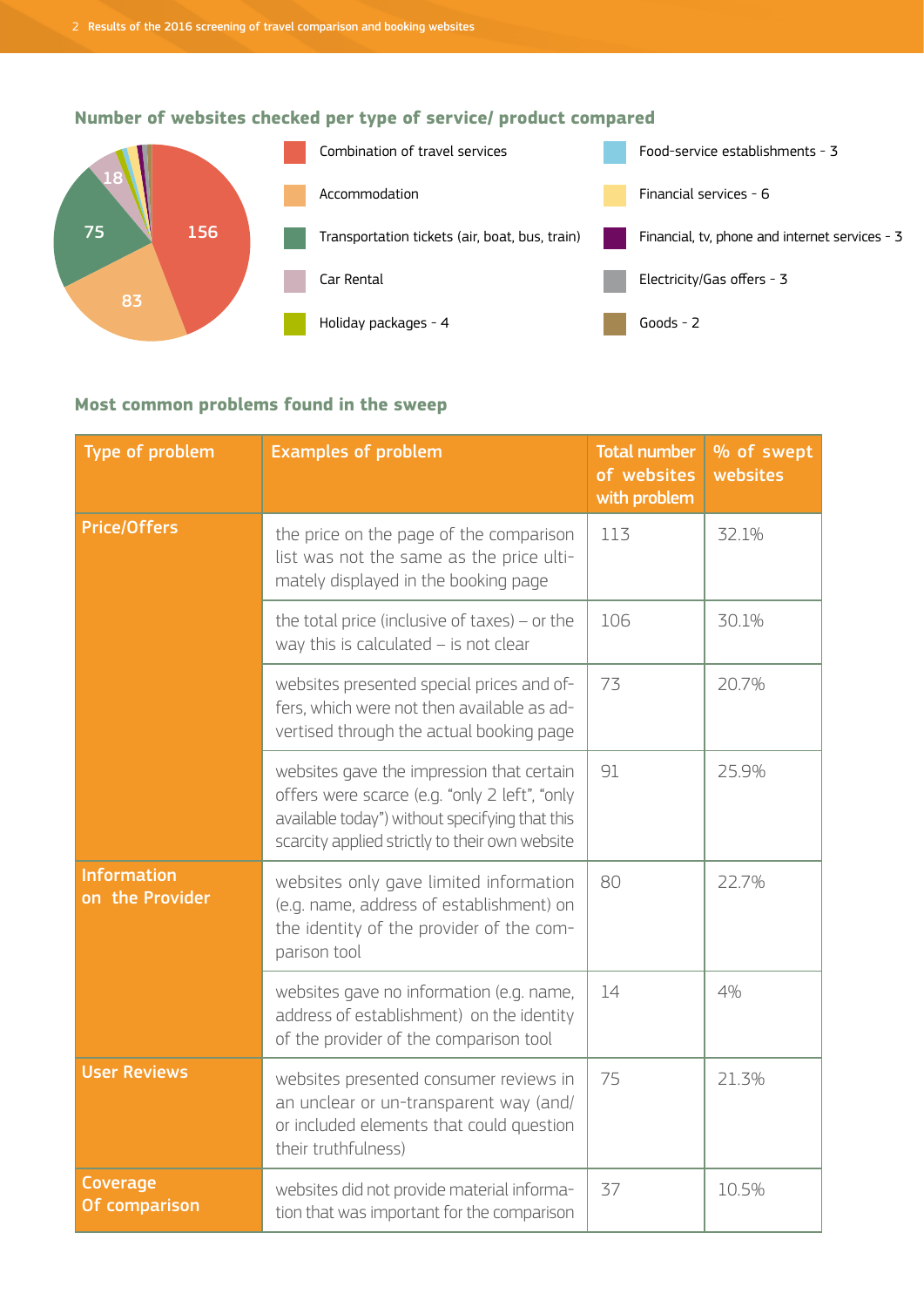## Number of websites checked per type of service/ product compared

156
83
75
18

Combination of travel services
Accommodation
Transportation tickets (air, boat, bus, train)
Car Rental
Holiday packages - 4
Food-service establishments - 3
Financial services - 6
Financial, tv, phone and internet services - 3
Electricity/Gas offers - 3
Goods - 2

## Most common problems found in the sweep

| Type of problem | Examples of problem | Total number of websites with problem | % of swept websites |
|---|---|---|---|
| Price/Offers | the price on the page of the comparison list was not the same as the price ultimately displayed in the booking page | 113 | 32.1% |
| | the total price (inclusive of taxes) – or the way this is calculated – is not clear | 106 | 30.1% |
| | websites presented special prices and offers, which were not then available as advertised through the actual booking page | 73 | 20.7% |
| | websites gave the impression that certain offers were scarce (e.g. "only 2 left", "only available today") without specifying that this scarcity applied strictly to their own website | 91 | 25.9% |
| Information on the Provider | websites only gave limited information (e.g. name, address of establishment) on the identity of the provider of the comparison tool | 80 | 22.7% |
| | websites gave no information (e.g. name, address of establishment) on the identity of the provider of the comparison tool | 14 | 4% |
| User Reviews | websites presented consumer reviews in an unclear or un-transparent way (and/or included elements that could question their truthfulness) | 75 | 21.3% |
| Coverage Of comparison | websites did not provide material information that was important for the comparison | 37 | 10.5% |